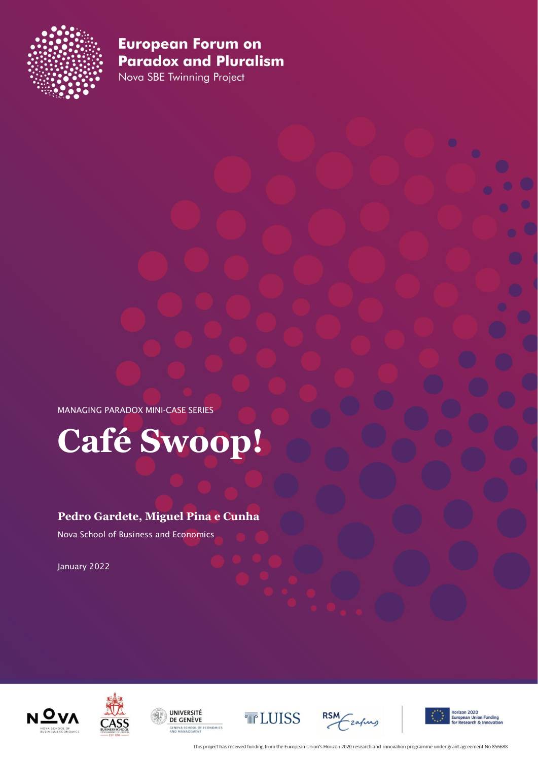**European Forum on Paradox and Pluralism**

Nova SBE Twinning Project

MANAGING PARADOX MINI-CASE SERIES

# Café Swoop!

**Pedro Gardete, Miguel Pina e Cunha**

Nova School of Business and Economics

January 2022

NOVA School of Business & Economics | CASS Business School | Université de Genève – Geneva School of Economics and Management | LUISS | RSM Erasmus | Horizon 2020 European Union Funding for Research & Innovation

This project has received funding from the European Union's Horizon 2020 research and innovation programme under grant agreement No 856688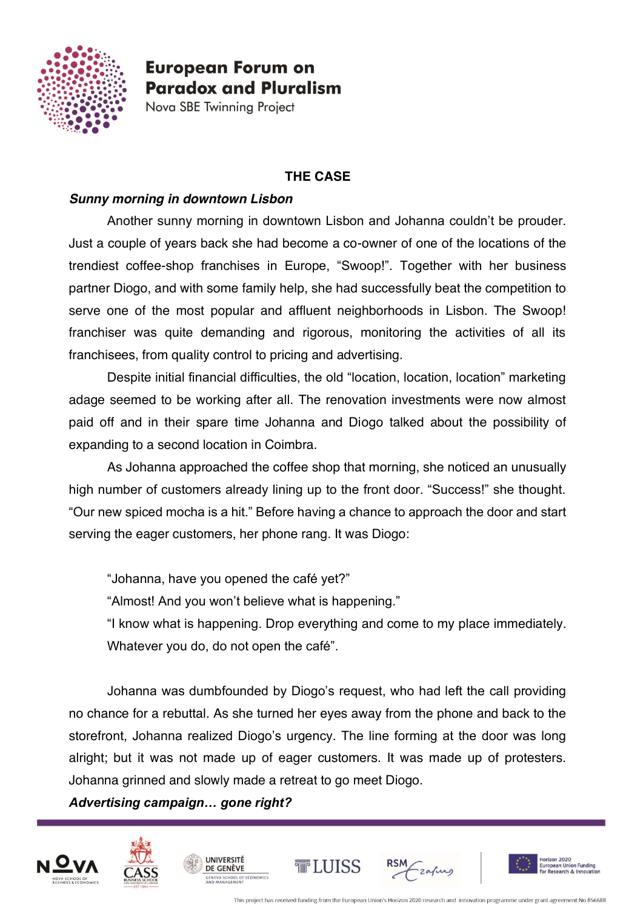## THE CASE

### *Sunny morning in downtown Lisbon*

Another sunny morning in downtown Lisbon and Johanna couldn't be prouder. Just a couple of years back she had become a co-owner of one of the locations of the trendiest coffee-shop franchises in Europe, "Swoop!". Together with her business partner Diogo, and with some family help, she had successfully beat the competition to serve one of the most popular and affluent neighborhoods in Lisbon. The Swoop! franchiser was quite demanding and rigorous, monitoring the activities of all its franchisees, from quality control to pricing and advertising.

Despite initial financial difficulties, the old "location, location, location" marketing adage seemed to be working after all. The renovation investments were now almost paid off and in their spare time Johanna and Diogo talked about the possibility of expanding to a second location in Coimbra.

As Johanna approached the coffee shop that morning, she noticed an unusually high number of customers already lining up to the front door. "Success!" she thought. "Our new spiced mocha is a hit." Before having a chance to approach the door and start serving the eager customers, her phone rang. It was Diogo:

"Johanna, have you opened the café yet?"

"Almost! And you won't believe what is happening."

"I know what is happening. Drop everything and come to my place immediately. Whatever you do, do not open the café".

Johanna was dumbfounded by Diogo's request, who had left the call providing no chance for a rebuttal. As she turned her eyes away from the phone and back to the storefront, Johanna realized Diogo's urgency. The line forming at the door was long alright; but it was not made up of eager customers. It was made up of protesters. Johanna grinned and slowly made a retreat to go meet Diogo.

### *Advertising campaign… gone right?*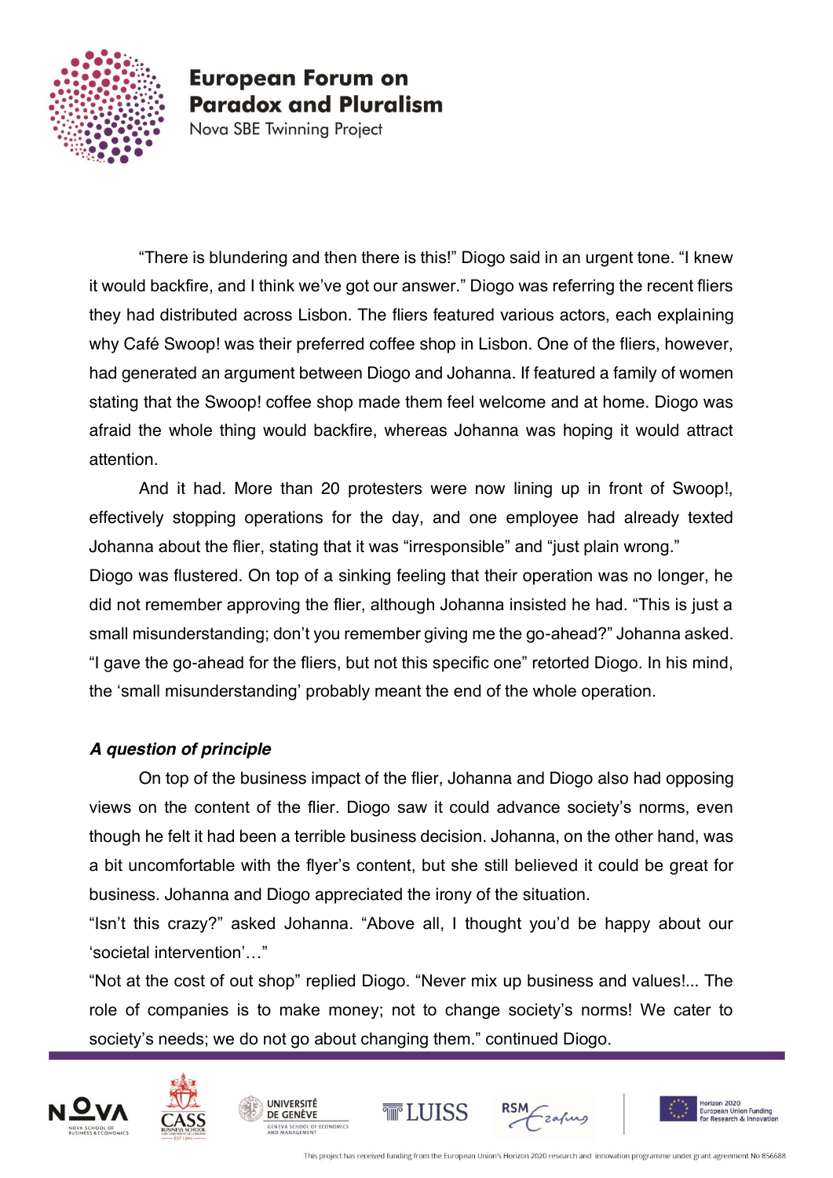"There is blundering and then there is this!" Diogo said in an urgent tone. "I knew it would backfire, and I think we've got our answer." Diogo was referring the recent fliers they had distributed across Lisbon. The fliers featured various actors, each explaining why Café Swoop! was their preferred coffee shop in Lisbon. One of the fliers, however, had generated an argument between Diogo and Johanna. If featured a family of women stating that the Swoop! coffee shop made them feel welcome and at home. Diogo was afraid the whole thing would backfire, whereas Johanna was hoping it would attract attention.

And it had. More than 20 protesters were now lining up in front of Swoop!, effectively stopping operations for the day, and one employee had already texted Johanna about the flier, stating that it was "irresponsible" and "just plain wrong."

Diogo was flustered. On top of a sinking feeling that their operation was no longer, he did not remember approving the flier, although Johanna insisted he had. "This is just a small misunderstanding; don't you remember giving me the go-ahead?" Johanna asked. "I gave the go-ahead for the fliers, but not this specific one" retorted Diogo. In his mind, the 'small misunderstanding' probably meant the end of the whole operation.

### *A question of principle*

On top of the business impact of the flier, Johanna and Diogo also had opposing views on the content of the flier. Diogo saw it could advance society's norms, even though he felt it had been a terrible business decision. Johanna, on the other hand, was a bit uncomfortable with the flyer's content, but she still believed it could be great for business. Johanna and Diogo appreciated the irony of the situation.

"Isn't this crazy?" asked Johanna. "Above all, I thought you'd be happy about our 'societal intervention'…"

"Not at the cost of out shop" replied Diogo. "Never mix up business and values!... The role of companies is to make money; not to change society's norms! We cater to society's needs; we do not go about changing them." continued Diogo.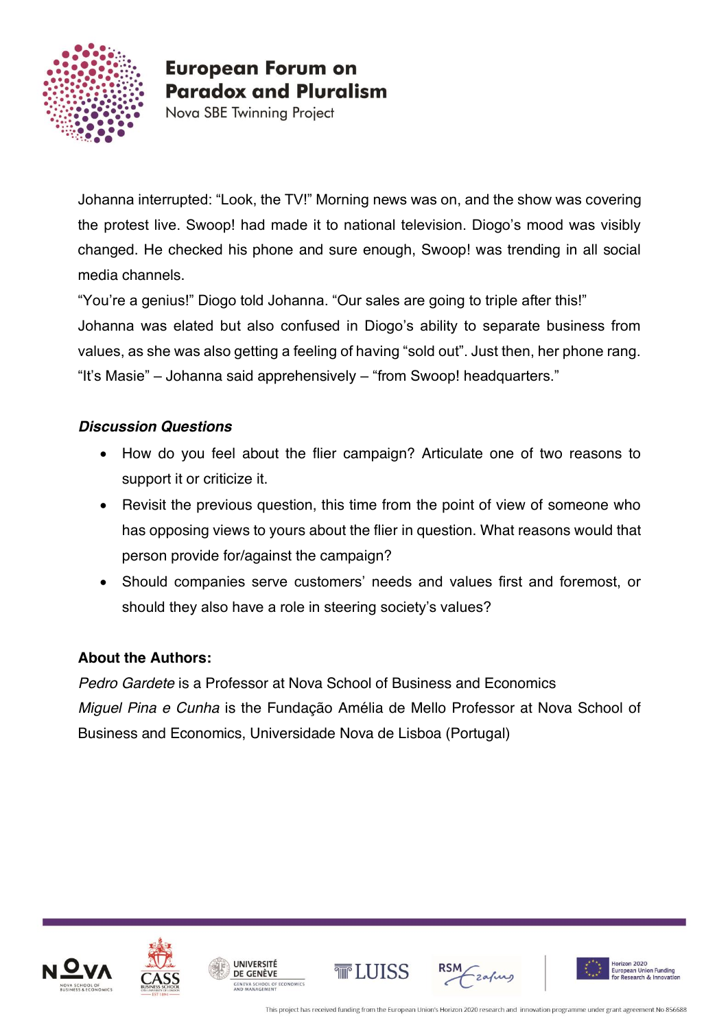Johanna interrupted: "Look, the TV!" Morning news was on, and the show was covering the protest live. Swoop! had made it to national television. Diogo's mood was visibly changed. He checked his phone and sure enough, Swoop! was trending in all social media channels.

"You're a genius!" Diogo told Johanna. "Our sales are going to triple after this!"

Johanna was elated but also confused in Diogo's ability to separate business from values, as she was also getting a feeling of having "sold out". Just then, her phone rang. "It's Masie" – Johanna said apprehensively – "from Swoop! headquarters."

***Discussion Questions***

- How do you feel about the flier campaign? Articulate one of two reasons to support it or criticize it.
- Revisit the previous question, this time from the point of view of someone who has opposing views to yours about the flier in question. What reasons would that person provide for/against the campaign?
- Should companies serve customers' needs and values first and foremost, or should they also have a role in steering society's values?

**About the Authors:**

*Pedro Gardete* is a Professor at Nova School of Business and Economics

*Miguel Pina e Cunha* is the Fundação Amélia de Mello Professor at Nova School of Business and Economics, Universidade Nova de Lisboa (Portugal)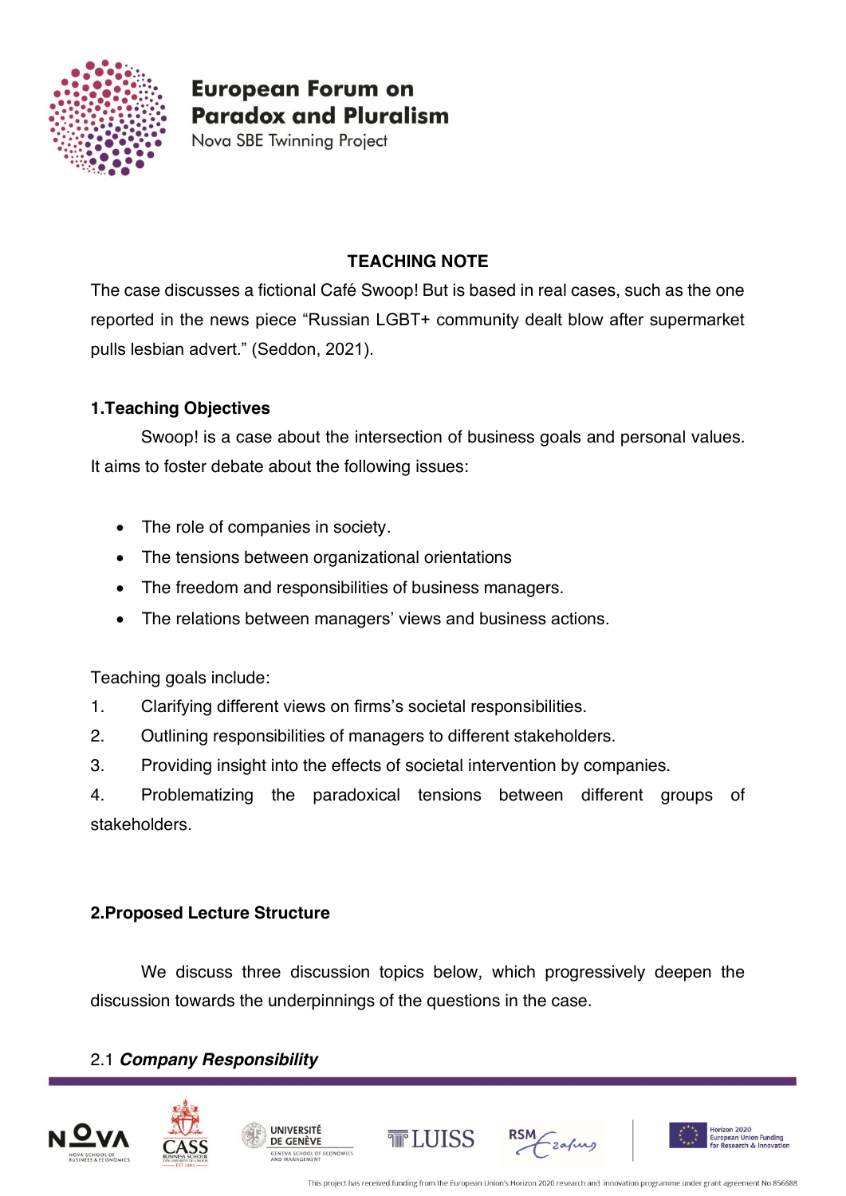## TEACHING NOTE

The case discusses a fictional Café Swoop! But is based in real cases, such as the one reported in the news piece “Russian LGBT+ community dealt blow after supermarket pulls lesbian advert.” (Seddon, 2021).

### 1.Teaching Objectives

Swoop! is a case about the intersection of business goals and personal values. It aims to foster debate about the following issues:

- The role of companies in society.
- The tensions between organizational orientations
- The freedom and responsibilities of business managers.
- The relations between managers’ views and business actions.

Teaching goals include:

1. Clarifying different views on firms’s societal responsibilities.
2. Outlining responsibilities of managers to different stakeholders.
3. Providing insight into the effects of societal intervention by companies.
4. Problematizing the paradoxical tensions between different groups of stakeholders.

### 2.Proposed Lecture Structure

We discuss three discussion topics below, which progressively deepen the discussion towards the underpinnings of the questions in the case.

#### 2.1 *Company Responsibility*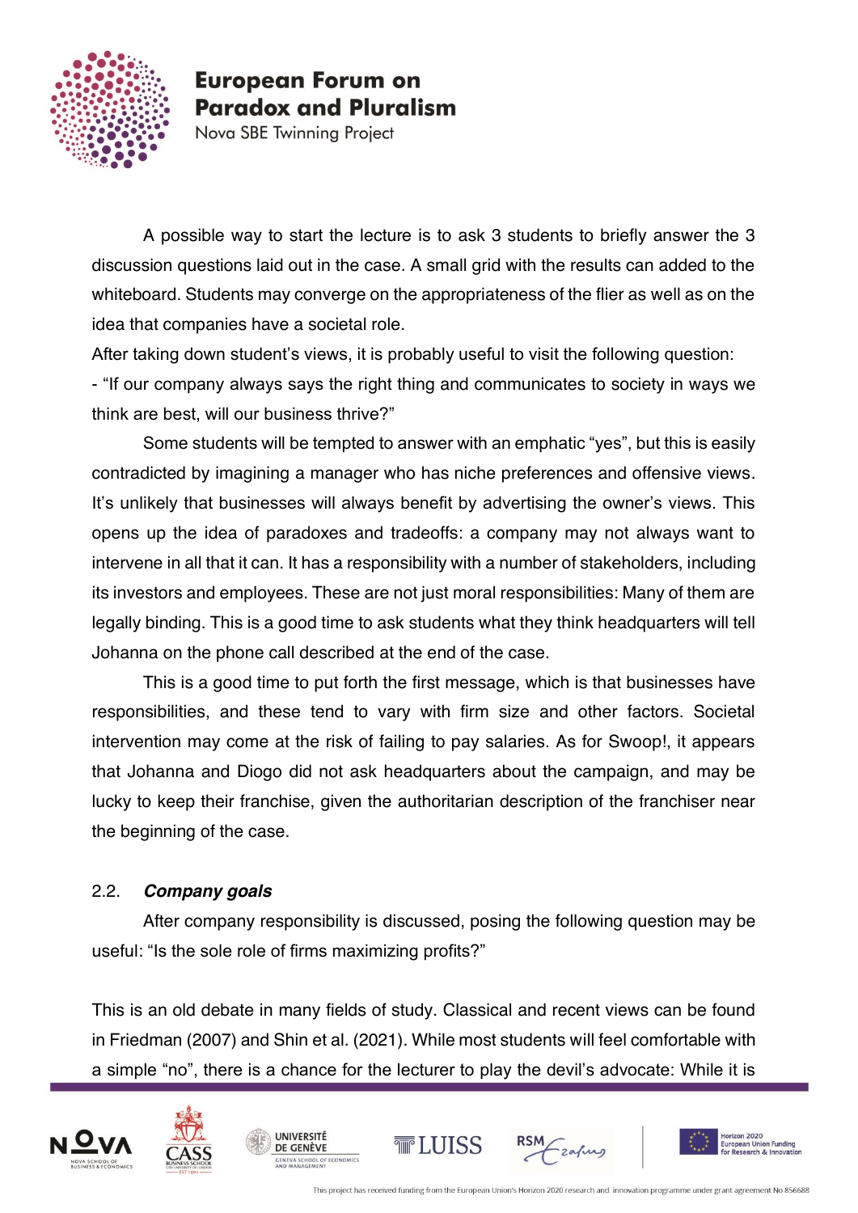A possible way to start the lecture is to ask 3 students to briefly answer the 3 discussion questions laid out in the case. A small grid with the results can added to the whiteboard. Students may converge on the appropriateness of the flier as well as on the idea that companies have a societal role.

After taking down student's views, it is probably useful to visit the following question:

- "If our company always says the right thing and communicates to society in ways we think are best, will our business thrive?"

Some students will be tempted to answer with an emphatic "yes", but this is easily contradicted by imagining a manager who has niche preferences and offensive views. It's unlikely that businesses will always benefit by advertising the owner's views. This opens up the idea of paradoxes and tradeoffs: a company may not always want to intervene in all that it can. It has a responsibility with a number of stakeholders, including its investors and employees. These are not just moral responsibilities: Many of them are legally binding. This is a good time to ask students what they think headquarters will tell Johanna on the phone call described at the end of the case.

This is a good time to put forth the first message, which is that businesses have responsibilities, and these tend to vary with firm size and other factors. Societal intervention may come at the risk of failing to pay salaries. As for Swoop!, it appears that Johanna and Diogo did not ask headquarters about the campaign, and may be lucky to keep their franchise, given the authoritarian description of the franchiser near the beginning of the case.

### 2.2. *Company goals*

After company responsibility is discussed, posing the following question may be useful: "Is the sole role of firms maximizing profits?"

This is an old debate in many fields of study. Classical and recent views can be found in Friedman (2007) and Shin et al. (2021). While most students will feel comfortable with a simple "no", there is a chance for the lecturer to play the devil's advocate: While it is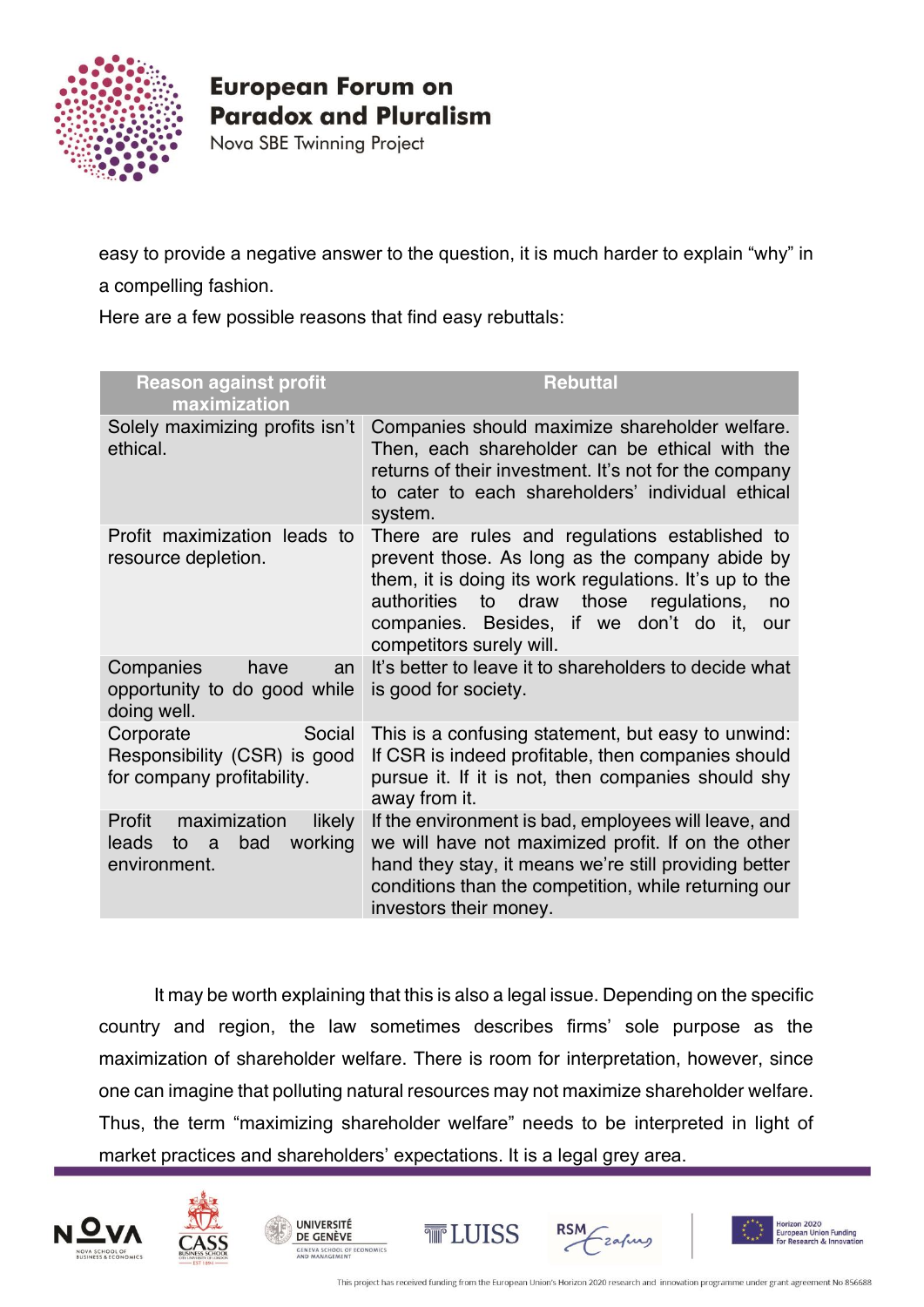easy to provide a negative answer to the question, it is much harder to explain "why" in a compelling fashion.

Here are a few possible reasons that find easy rebuttals:

| Reason against profit maximization | Rebuttal |
|---|---|
| Solely maximizing profits isn't ethical. | Companies should maximize shareholder welfare. Then, each shareholder can be ethical with the returns of their investment. It's not for the company to cater to each shareholders' individual ethical system. |
| Profit maximization leads to resource depletion. | There are rules and regulations established to prevent those. As long as the company abide by them, it is doing its work regulations. It's up to the authorities to draw those regulations, no companies. Besides, if we don't do it, our competitors surely will. |
| Companies have an opportunity to do good while doing well. | It's better to leave it to shareholders to decide what is good for society. |
| Corporate Social Responsibility (CSR) is good for company profitability. | This is a confusing statement, but easy to unwind: If CSR is indeed profitable, then companies should pursue it. If it is not, then companies should shy away from it. |
| Profit maximization likely leads to a bad working environment. | If the environment is bad, employees will leave, and we will have not maximized profit. If on the other hand they stay, it means we're still providing better conditions than the competition, while returning our investors their money. |

It may be worth explaining that this is also a legal issue. Depending on the specific country and region, the law sometimes describes firms' sole purpose as the maximization of shareholder welfare. There is room for interpretation, however, since one can imagine that polluting natural resources may not maximize shareholder welfare. Thus, the term "maximizing shareholder welfare" needs to be interpreted in light of market practices and shareholders' expectations. It is a legal grey area.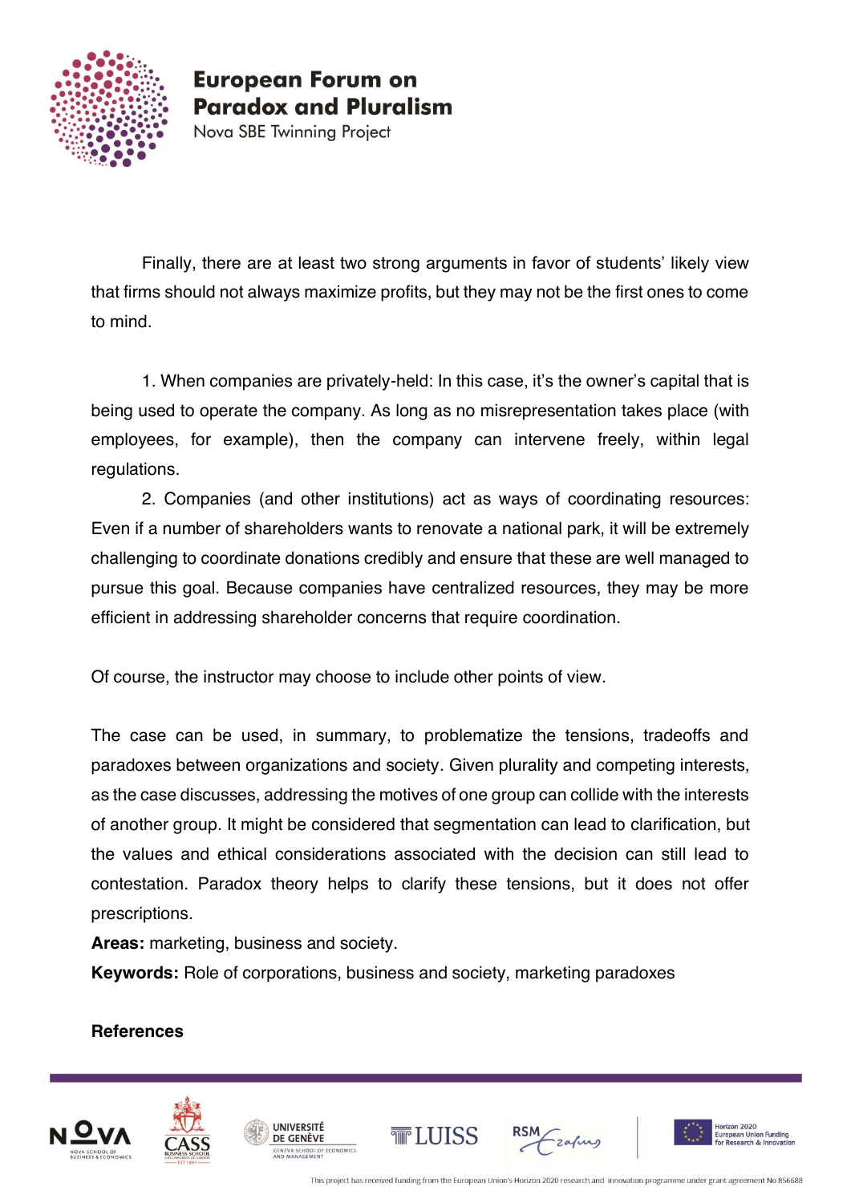Finally, there are at least two strong arguments in favor of students' likely view that firms should not always maximize profits, but they may not be the first ones to come to mind.

1. When companies are privately-held: In this case, it's the owner's capital that is being used to operate the company. As long as no misrepresentation takes place (with employees, for example), then the company can intervene freely, within legal regulations.

2. Companies (and other institutions) act as ways of coordinating resources: Even if a number of shareholders wants to renovate a national park, it will be extremely challenging to coordinate donations credibly and ensure that these are well managed to pursue this goal. Because companies have centralized resources, they may be more efficient in addressing shareholder concerns that require coordination.

Of course, the instructor may choose to include other points of view.

The case can be used, in summary, to problematize the tensions, tradeoffs and paradoxes between organizations and society. Given plurality and competing interests, as the case discusses, addressing the motives of one group can collide with the interests of another group. It might be considered that segmentation can lead to clarification, but the values and ethical considerations associated with the decision can still lead to contestation. Paradox theory helps to clarify these tensions, but it does not offer prescriptions.

**Areas:** marketing, business and society.

**Keywords:** Role of corporations, business and society, marketing paradoxes

**References**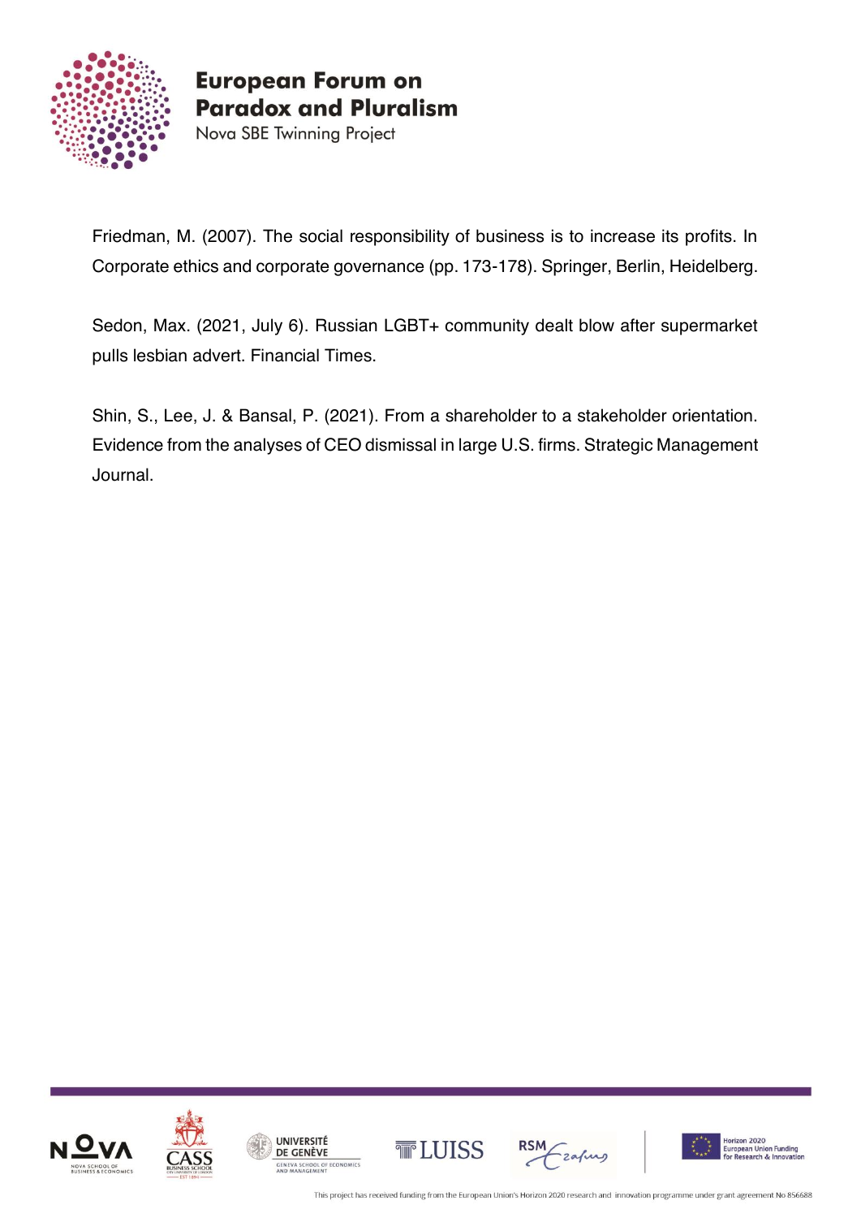Friedman, M. (2007). The social responsibility of business is to increase its profits. In Corporate ethics and corporate governance (pp. 173-178). Springer, Berlin, Heidelberg.

Sedon, Max. (2021, July 6). Russian LGBT+ community dealt blow after supermarket pulls lesbian advert. Financial Times.

Shin, S., Lee, J. & Bansal, P. (2021). From a shareholder to a stakeholder orientation. Evidence from the analyses of CEO dismissal in large U.S. firms. Strategic Management Journal.